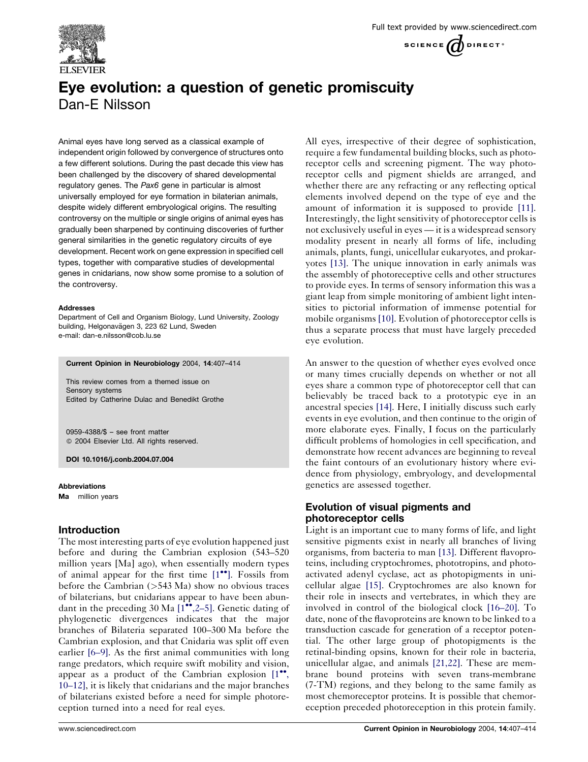# Eye evolution: a question of genetic promiscuity

Dan-E Nilsson

Animal eyes have long served as a classical example of independent origin followed by convergence of structures onto a few different solutions. During the past decade this view has been challenged by the discovery of shared developmental regulatory genes. The *Pax6* gene in particular is almost universally employed for eye formation in bilaterian animals, despite widely different embryological origins. The resulting controversy on the multiple or single origins of animal eyes has gradually been sharpened by continuing discoveries of further general similarities in the genetic regulatory circuits of eye development. Recent work on gene expression in specified cell types, together with comparative studies of developmental genes in cnidarians, now show some promise to a solution of the controversy.

**Addresses**
Department of Cell and Organism Biology, Lund University, Zoology building, Helgonavägen 3, 223 62 Lund, Sweden
e-mail: dan-e.nilsson@cob.lu.se

**Current Opinion in Neurobiology** 2004, **14**:407–414

This review comes from a themed issue on Sensory systems
Edited by Catherine Dulac and Benedikt Grothe

0959-4388/$ – see front matter
© 2004 Elsevier Ltd. All rights reserved.

**DOI 10.1016/j.conb.2004.07.004**

**Abbreviations**
**Ma** million years

## Introduction

The most interesting parts of eye evolution happened just before and during the Cambrian explosion (543–520 million years [Ma] ago), when essentially modern types of animal appear for the first time [1••]. Fossils from before the Cambrian (>543 Ma) show no obvious traces of bilaterians, but cnidarians appear to have been abundant in the preceding 30 Ma [1••,2–5]. Genetic dating of phylogenetic divergences indicates that the major branches of Bilateria separated 100–300 Ma before the Cambrian explosion, and that Cnidaria was split off even earlier [6–9]. As the first animal communities with long range predators, which require swift mobility and vision, appear as a product of the Cambrian explosion [1••, 10–12], it is likely that cnidarians and the major branches of bilaterians existed before a need for simple photoreception turned into a need for real eyes.

All eyes, irrespective of their degree of sophistication, require a few fundamental building blocks, such as photoreceptor cells and screening pigment. The way photoreceptor cells and pigment shields are arranged, and whether there are any refracting or any reflecting optical elements involved depend on the type of eye and the amount of information it is supposed to provide [11]. Interestingly, the light sensitivity of photoreceptor cells is not exclusively useful in eyes — it is a widespread sensory modality present in nearly all forms of life, including animals, plants, fungi, unicellular eukaryotes, and prokaryotes [13]. The unique innovation in early animals was the assembly of photoreceptive cells and other structures to provide eyes. In terms of sensory information this was a giant leap from simple monitoring of ambient light intensities to pictorial information of immense potential for mobile organisms [10]. Evolution of photoreceptor cells is thus a separate process that must have largely preceded eye evolution.

An answer to the question of whether eyes evolved once or many times crucially depends on whether or not all eyes share a common type of photoreceptor cell that can believably be traced back to a prototypic eye in an ancestral species [14]. Here, I initially discuss such early events in eye evolution, and then continue to the origin of more elaborate eyes. Finally, I focus on the particularly difficult problems of homologies in cell specification, and demonstrate how recent advances are beginning to reveal the faint contours of an evolutionary history where evidence from physiology, embryology, and developmental genetics are assessed together.

## Evolution of visual pigments and photoreceptor cells

Light is an important cue to many forms of life, and light sensitive pigments exist in nearly all branches of living organisms, from bacteria to man [13]. Different flavoproteins, including cryptochromes, phototropins, and photoactivated adenyl cyclase, act as photopigments in unicellular algae [15]. Cryptochromes are also known for their role in insects and vertebrates, in which they are involved in control of the biological clock [16–20]. To date, none of the flavoproteins are known to be linked to a transduction cascade for generation of a receptor potential. The other large group of photopigments is the retinal-binding opsins, known for their role in bacteria, unicellular algae, and animals [21,22]. These are membrane bound proteins with seven trans-membrane (7-TM) regions, and they belong to the same family as most chemoreceptor proteins. It is possible that chemoreception preceded photoreception in this protein family.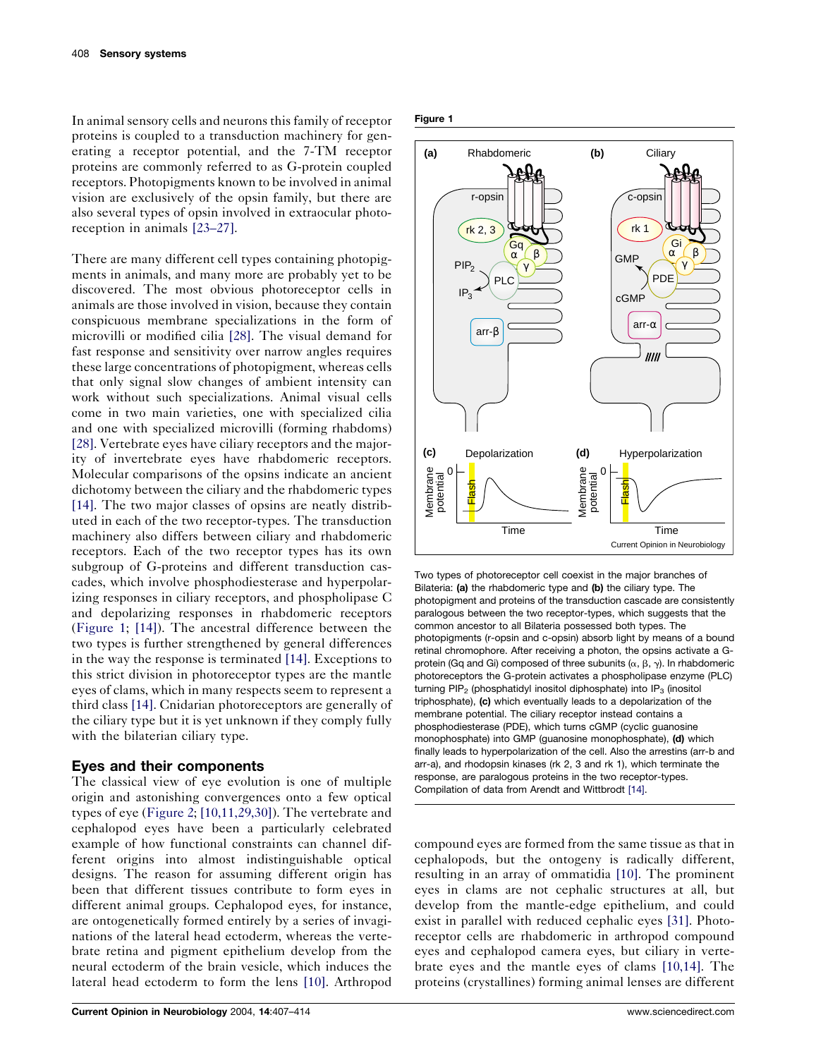In animal sensory cells and neurons this family of receptor proteins is coupled to a transduction machinery for generating a receptor potential, and the 7-TM receptor proteins are commonly referred to as G-protein coupled receptors. Photopigments known to be involved in animal vision are exclusively of the opsin family, but there are also several types of opsin involved in extraocular photoreception in animals [23–27].

There are many different cell types containing photopigments in animals, and many more are probably yet to be discovered. The most obvious photoreceptor cells in animals are those involved in vision, because they contain conspicuous membrane specializations in the form of microvilli or modified cilia [28]. The visual demand for fast response and sensitivity over narrow angles requires these large concentrations of photopigment, whereas cells that only signal slow changes of ambient intensity can work without such specializations. Animal visual cells come in two main varieties, one with specialized cilia and one with specialized microvilli (forming rhabdoms) [28]. Vertebrate eyes have ciliary receptors and the majority of invertebrate eyes have rhabdomeric receptors. Molecular comparisons of the opsins indicate an ancient dichotomy between the ciliary and the rhabdomeric types [14]. The two major classes of opsins are neatly distributed in each of the two receptor-types. The transduction machinery also differs between ciliary and rhabdomeric receptors. Each of the two receptor types has its own subgroup of G-proteins and different transduction cascades, which involve phosphodiesterase and hyperpolarizing responses in ciliary receptors, and phospholipase C and depolarizing responses in rhabdomeric receptors (Figure 1; [14]). The ancestral difference between the two types is further strengthened by general differences in the way the response is terminated [14]. Exceptions to this strict division in photoreceptor types are the mantle eyes of clams, which in many respects seem to represent a third class [14]. Cnidarian photoreceptors are generally of the ciliary type but it is yet unknown if they comply fully with the bilaterian ciliary type.

**Figure 1**

Two types of photoreceptor cell coexist in the major branches of Bilateria: **(a)** the rhabdomeric type and **(b)** the ciliary type. The photopigment and proteins of the transduction cascade are consistently paralogous between the two receptor-types, which suggests that the common ancestor to all Bilateria possessed both types. The photopigments (r-opsin and c-opsin) absorb light by means of a bound retinal chromophore. After receiving a photon, the opsins activate a G-protein (Gq and Gi) composed of three subunits (α, β, γ). In rhabdomeric photoreceptors the G-protein activates a phospholipase enzyme (PLC) turning $PIP_2$ (phosphatidyl inositol diphosphate) into $IP_3$ (inositol triphosphate), **(c)** which eventually leads to a depolarization of the membrane potential. The ciliary receptor instead contains a phosphodiesterase (PDE), which turns cGMP (cyclic guanosine monophosphate) into GMP (guanosine monophosphate), **(d)** which finally leads to hyperpolarization of the cell. Also the arrestins (arr-b and arr-a), and rhodopsin kinases (rk 2, 3 and rk 1), which terminate the response, are paralogous proteins in the two receptor-types. Compilation of data from Arendt and Wittbrodt [14].

## Eyes and their components

The classical view of eye evolution is one of multiple origin and astonishing convergences onto a few optical types of eye (Figure 2; [10,11,29,30]). The vertebrate and cephalopod eyes have been a particularly celebrated example of how functional constraints can channel different origins into almost indistinguishable optical designs. The reason for assuming different origin has been that different tissues contribute to form eyes in different animal groups. Cephalopod eyes, for instance, are ontogenetically formed entirely by a series of invaginations of the lateral head ectoderm, whereas the vertebrate retina and pigment epithelium develop from the neural ectoderm of the brain vesicle, which induces the lateral head ectoderm to form the lens [10]. Arthropod compound eyes are formed from the same tissue as that in cephalopods, but the ontogeny is radically different, resulting in an array of ommatidia [10]. The prominent eyes in clams are not cephalic structures at all, but develop from the mantle-edge epithelium, and could exist in parallel with reduced cephalic eyes [31]. Photoreceptor cells are rhabdomeric in arthropod compound eyes and cephalopod camera eyes, but ciliary in vertebrate eyes and the mantle eyes of clams [10,14]. The proteins (crystallines) forming animal lenses are different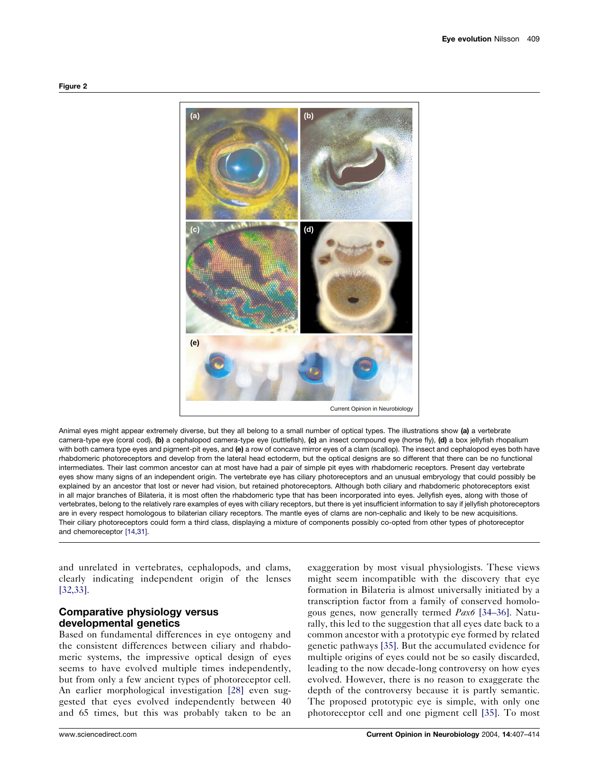**Figure 2**

Animal eyes might appear extremely diverse, but they all belong to a small number of optical types. The illustrations show **(a)** a vertebrate camera-type eye (coral cod), **(b)** a cephalopod camera-type eye (cuttlefish), **(c)** an insect compound eye (horse fly), **(d)** a box jellyfish rhopalium with both camera type eyes and pigment-pit eyes, and **(e)** a row of concave mirror eyes of a clam (scallop). The insect and cephalopod eyes both have rhabdomeric photoreceptors and develop from the lateral head ectoderm, but the optical designs are so different that there can be no functional intermediates. Their last common ancestor can at most have had a pair of simple pit eyes with rhabdomeric receptors. Present day vertebrate eyes show many signs of an independent origin. The vertebrate eye has ciliary photoreceptors and an unusual embryology that could possibly be explained by an ancestor that lost or never had vision, but retained photoreceptors. Although both ciliary and rhabdomeric photoreceptors exist in all major branches of Bilateria, it is most often the rhabdomeric type that has been incorporated into eyes. Jellyfish eyes, along with those of vertebrates, belong to the relatively rare examples of eyes with ciliary receptors, but there is yet insufficient information to say if jellyfish photoreceptors are in every respect homologous to bilaterian ciliary receptors. The mantle eyes of clams are non-cephalic and likely to be new acquisitions. Their ciliary photoreceptors could form a third class, displaying a mixture of components possibly co-opted from other types of photoreceptor and chemoreceptor [14,31].

and unrelated in vertebrates, cephalopods, and clams, clearly indicating independent origin of the lenses [32,33].

## Comparative physiology versus developmental genetics

Based on fundamental differences in eye ontogeny and the consistent differences between ciliary and rhabdomeric systems, the impressive optical design of eyes seems to have evolved multiple times independently, but from only a few ancient types of photoreceptor cell. An earlier morphological investigation [28] even suggested that eyes evolved independently between 40 and 65 times, but this was probably taken to be an exaggeration by most visual physiologists. These views might seem incompatible with the discovery that eye formation in Bilateria is almost universally initiated by a transcription factor from a family of conserved homologous genes, now generally termed *Pax6* [34–36]. Naturally, this led to the suggestion that all eyes date back to a common ancestor with a prototypic eye formed by related genetic pathways [35]. But the accumulated evidence for multiple origins of eyes could not be so easily discarded, leading to the now decade-long controversy on how eyes evolved. However, there is no reason to exaggerate the depth of the controversy because it is partly semantic. The proposed prototypic eye is simple, with only one photoreceptor cell and one pigment cell [35]. To most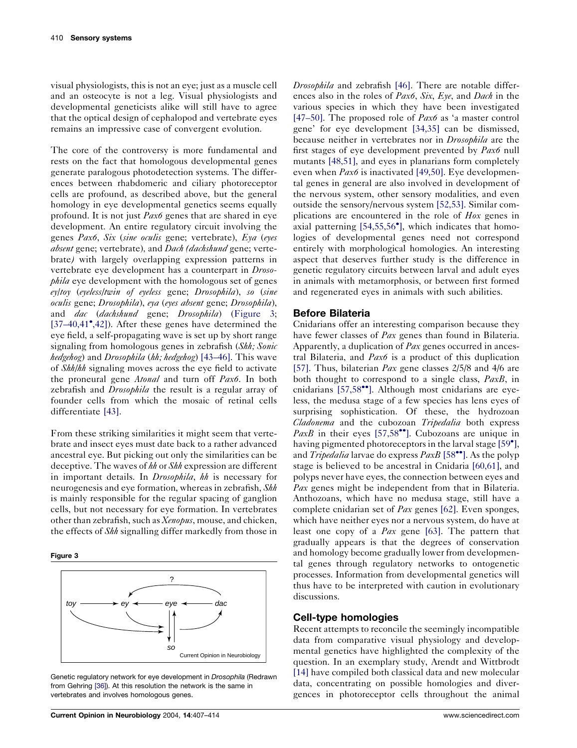visual physiologists, this is not an eye; just as a muscle cell and an osteocyte is not a leg. Visual physiologists and developmental geneticists alike will still have to agree that the optical design of cephalopod and vertebrate eyes remains an impressive case of convergent evolution.

The core of the controversy is more fundamental and rests on the fact that homologous developmental genes generate paralogous photodetection systems. The differences between rhabdomeric and ciliary photoreceptor cells are profound, as described above, but the general homology in eye developmental genetics seems equally profound. It is not just *Pax6* genes that are shared in eye development. An entire regulatory circuit involving the genes *Pax6*, *Six* (*sine oculis* gene; vertebrate), *Eya* (*eyes absent* gene; vertebrate), and *Dach (dachshund* gene; vertebrate*)* with largely overlapping expression patterns in vertebrate eye development has a counterpart in *Drosophila* eye development with the homologous set of genes *ey*/*toy* (*eyeless*/*twin of eyeless* gene; *Drosophila*), *so* (*sine oculis* gene; *Drosophila*), *eya* (*eyes absent* gene; *Drosophila*), and *dac* (*dachshund* gene; *Drosophila*) (Figure 3; [37–40,41•,42]). After these genes have determined the eye field, a self-propagating wave is set up by short range signaling from homologous genes in zebrafish (*Shh; Sonic hedgehog*) and *Drosophila* (*hh; hedgehog*) [43–46]. This wave of *Shh*/*hh* signaling moves across the eye field to activate the proneural gene *Atonal* and turn off *Pax6*. In both zebrafish and *Drosophila* the result is a regular array of founder cells from which the mosaic of retinal cells differentiate [43].

From these striking similarities it might seem that vertebrate and insect eyes must date back to a rather advanced ancestral eye. But picking out only the similarities can be deceptive. The waves of *hh* or *Shh* expression are different in important details. In *Drosophila*, *hh* is necessary for neurogenesis and eye formation, whereas in zebrafish, *Shh* is mainly responsible for the regular spacing of ganglion cells, but not necessary for eye formation. In vertebrates other than zebrafish, such as *Xenopus*, mouse, and chicken, the effects of *Shh* signalling differ markedly from those in

**Figure 3**

Genetic regulatory network for eye development in *Drosophila* (Redrawn from Gehring [36]). At this resolution the network is the same in vertebrates and involves homologous genes.

*Drosophila* and zebrafish [46]. There are notable differences also in the roles of *Pax6*, *Six*, *Eye*, and *Dach* in the various species in which they have been investigated [47–50]. The proposed role of *Pax6* as 'a master control gene' for eye development [34,35] can be dismissed, because neither in vertebrates nor in *Drosophila* are the first stages of eye development prevented by *Pax6* null mutants [48,51], and eyes in planarians form completely even when *Pax6* is inactivated [49,50]. Eye developmental genes in general are also involved in development of the nervous system, other sensory modalities, and even outside the sensory/nervous system [52,53]. Similar complications are encountered in the role of *Hox* genes in axial patterning [54,55,56•], which indicates that homologies of developmental genes need not correspond entirely with morphological homologies. An interesting aspect that deserves further study is the difference in genetic regulatory circuits between larval and adult eyes in animals with metamorphosis, or between first formed and regenerated eyes in animals with such abilities.

## Before Bilateria

Cnidarians offer an interesting comparison because they have fewer classes of *Pax* genes than found in Bilateria. Apparently, a duplication of *Pax* genes occurred in ancestral Bilateria, and *Pax6* is a product of this duplication [57]. Thus, bilaterian *Pax* gene classes 2/5/8 and 4/6 are both thought to correspond to a single class, *PaxB*, in cnidarians [57,58••]. Although most cnidarians are eyeless, the medusa stage of a few species has lens eyes of surprising sophistication. Of these, the hydrozoan *Cladonema* and the cubozoan *Tripedalia* both express *PaxB* in their eyes [57,58••]. Cubozoans are unique in having pigmented photoreceptors in the larval stage [59•], and *Tripedalia* larvae do express *PaxB* [58••]. As the polyp stage is believed to be ancestral in Cnidaria [60,61], and polyps never have eyes, the connection between eyes and *Pax* genes might be independent from that in Bilateria. Anthozoans, which have no medusa stage, still have a complete cnidarian set of *Pax* genes [62]. Even sponges, which have neither eyes nor a nervous system, do have at least one copy of a *Pax* gene [63]. The pattern that gradually appears is that the degrees of conservation and homology become gradually lower from developmental genes through regulatory networks to ontogenetic processes. Information from developmental genetics will thus have to be interpreted with caution in evolutionary discussions.

## Cell-type homologies

Recent attempts to reconcile the seemingly incompatible data from comparative visual physiology and developmental genetics have highlighted the complexity of the question. In an exemplary study, Arendt and Wittbrodt [14] have compiled both classical data and new molecular data, concentrating on possible homologies and divergences in photoreceptor cells throughout the animal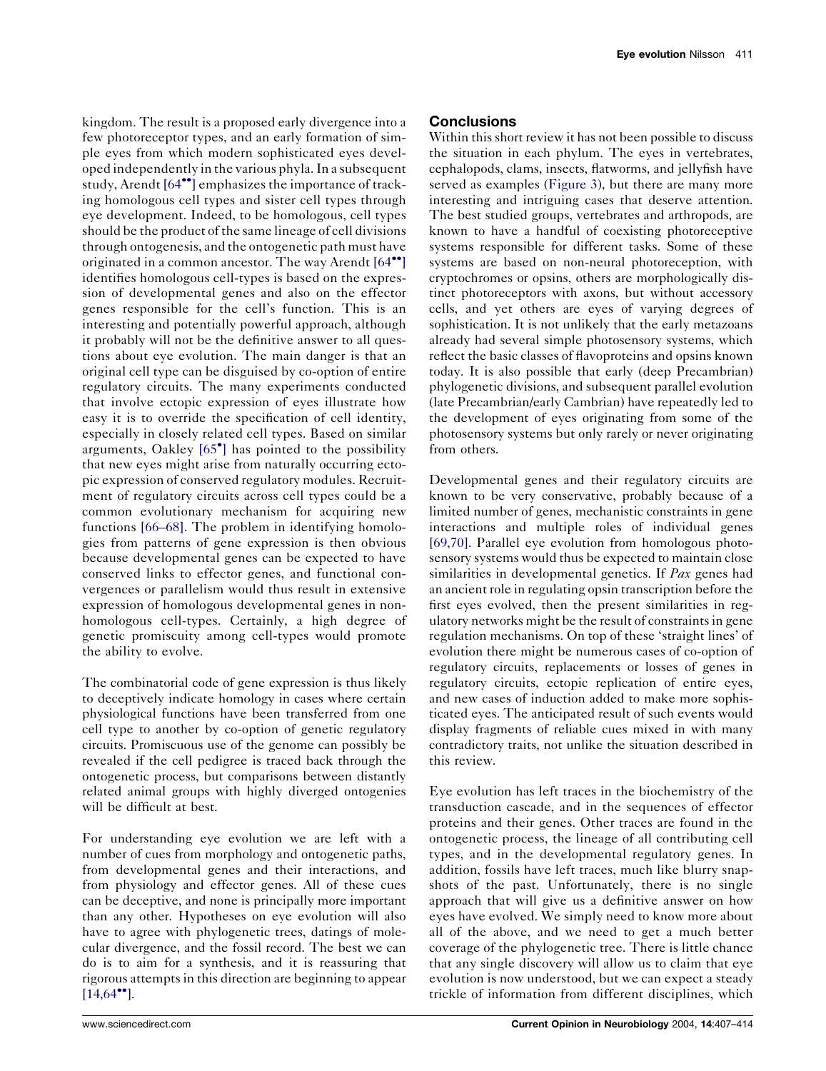kingdom. The result is a proposed early divergence into a few photoreceptor types, and an early formation of simple eyes from which modern sophisticated eyes developed independently in the various phyla. In a subsequent study, Arendt [64••] emphasizes the importance of tracking homologous cell types and sister cell types through eye development. Indeed, to be homologous, cell types should be the product of the same lineage of cell divisions through ontogenesis, and the ontogenetic path must have originated in a common ancestor. The way Arendt [64••] identifies homologous cell-types is based on the expression of developmental genes and also on the effector genes responsible for the cell's function. This is an interesting and potentially powerful approach, although it probably will not be the definitive answer to all questions about eye evolution. The main danger is that an original cell type can be disguised by co-option of entire regulatory circuits. The many experiments conducted that involve ectopic expression of eyes illustrate how easy it is to override the specification of cell identity, especially in closely related cell types. Based on similar arguments, Oakley [65•] has pointed to the possibility that new eyes might arise from naturally occurring ectopic expression of conserved regulatory modules. Recruitment of regulatory circuits across cell types could be a common evolutionary mechanism for acquiring new functions [66–68]. The problem in identifying homologies from patterns of gene expression is then obvious because developmental genes can be expected to have conserved links to effector genes, and functional convergences or parallelism would thus result in extensive expression of homologous developmental genes in non-homologous cell-types. Certainly, a high degree of genetic promiscuity among cell-types would promote the ability to evolve.

The combinatorial code of gene expression is thus likely to deceptively indicate homology in cases where certain physiological functions have been transferred from one cell type to another by co-option of genetic regulatory circuits. Promiscuous use of the genome can possibly be revealed if the cell pedigree is traced back through the ontogenetic process, but comparisons between distantly related animal groups with highly diverged ontogenies will be difficult at best.

For understanding eye evolution we are left with a number of cues from morphology and ontogenetic paths, from developmental genes and their interactions, and from physiology and effector genes. All of these cues can be deceptive, and none is principally more important than any other. Hypotheses on eye evolution will also have to agree with phylogenetic trees, datings of molecular divergence, and the fossil record. The best we can do is to aim for a synthesis, and it is reassuring that rigorous attempts in this direction are beginning to appear [14,64••].

## Conclusions

Within this short review it has not been possible to discuss the situation in each phylum. The eyes in vertebrates, cephalopods, clams, insects, flatworms, and jellyfish have served as examples (Figure 3), but there are many more interesting and intriguing cases that deserve attention. The best studied groups, vertebrates and arthropods, are known to have a handful of coexisting photoreceptive systems responsible for different tasks. Some of these systems are based on non-neural photoreception, with cryptochromes or opsins, others are morphologically distinct photoreceptors with axons, but without accessory cells, and yet others are eyes of varying degrees of sophistication. It is not unlikely that the early metazoans already had several simple photosensory systems, which reflect the basic classes of flavoproteins and opsins known today. It is also possible that early (deep Precambrian) phylogenetic divisions, and subsequent parallel evolution (late Precambrian/early Cambrian) have repeatedly led to the development of eyes originating from some of the photosensory systems but only rarely or never originating from others.

Developmental genes and their regulatory circuits are known to be very conservative, probably because of a limited number of genes, mechanistic constraints in gene interactions and multiple roles of individual genes [69,70]. Parallel eye evolution from homologous photosensory systems would thus be expected to maintain close similarities in developmental genetics. If *Pax* genes had an ancient role in regulating opsin transcription before the first eyes evolved, then the present similarities in regulatory networks might be the result of constraints in gene regulation mechanisms. On top of these 'straight lines' of evolution there might be numerous cases of co-option of regulatory circuits, replacements or losses of genes in regulatory circuits, ectopic replication of entire eyes, and new cases of induction added to make more sophisticated eyes. The anticipated result of such events would display fragments of reliable cues mixed in with many contradictory traits, not unlike the situation described in this review.

Eye evolution has left traces in the biochemistry of the transduction cascade, and in the sequences of effector proteins and their genes. Other traces are found in the ontogenetic process, the lineage of all contributing cell types, and in the developmental regulatory genes. In addition, fossils have left traces, much like blurry snapshots of the past. Unfortunately, there is no single approach that will give us a definitive answer on how eyes have evolved. We simply need to know more about all of the above, and we need to get a much better coverage of the phylogenetic tree. There is little chance that any single discovery will allow us to claim that eye evolution is now understood, but we can expect a steady trickle of information from different disciplines, which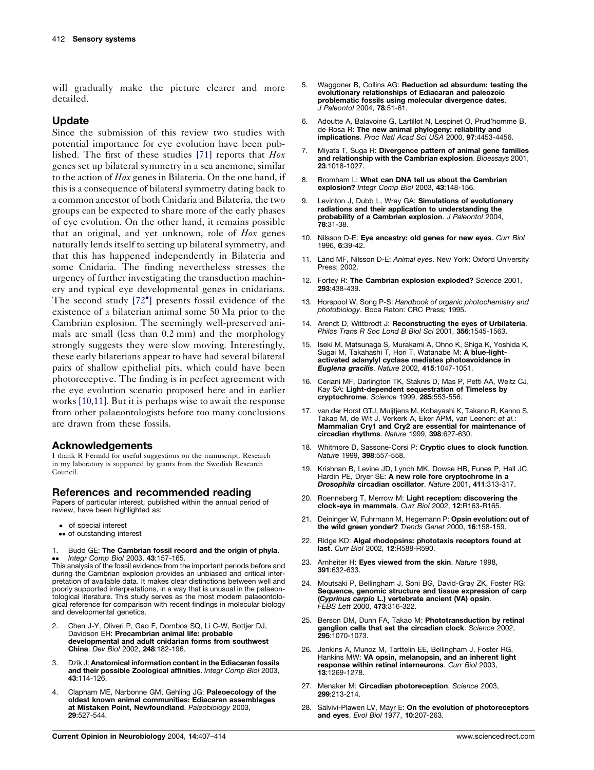will gradually make the picture clearer and more detailed.

## Update

Since the submission of this review two studies with potential importance for eye evolution have been published. The first of these studies [71] reports that *Hox* genes set up bilateral symmetry in a sea anemone, similar to the action of *Hox* genes in Bilateria. On the one hand, if this is a consequence of bilateral symmetry dating back to a common ancestor of both Cnidaria and Bilateria, the two groups can be expected to share more of the early phases of eye evolution. On the other hand, it remains possible that an original, and yet unknown, role of *Hox* genes naturally lends itself to setting up bilateral symmetry, and that this has happened independently in Bilateria and some Cnidaria. The finding nevertheless stresses the urgency of further investigating the transduction machinery and typical eye developmental genes in cnidarians. The second study [72•] presents fossil evidence of the existence of a bilaterian animal some 50 Ma prior to the Cambrian explosion. The seemingly well-preserved animals are small (less than 0.2 mm) and the morphology strongly suggests they were slow moving. Interestingly, these early bilaterians appear to have had several bilateral pairs of shallow epithelial pits, which could have been photoreceptive. The finding is in perfect agreement with the eye evolution scenario proposed here and in earlier works [10,11]. But it is perhaps wise to await the response from other palaeontologists before too many conclusions are drawn from these fossils.

## Acknowledgements

I thank R Fernald for useful suggestions on the manuscript. Research in my laboratory is supported by grants from the Swedish Research Council.

## References and recommended reading

Papers of particular interest, published within the annual period of review, have been highlighted as:

- • of special interest
- •• of outstanding interest

1. •• Budd GE: **The Cambrian fossil record and the origin of phyla**. *Integr Comp Biol* 2003, **43**:157-165.
This analysis of the fossil evidence from the important periods before and during the Cambrian explosion provides an unbiased and critical interpretation of available data. It makes clear distinctions between well and poorly supported interpretations, in a way that is unusual in the palaeontological literature. This study serves as the most modern palaeontological reference for comparison with recent findings in molecular biology and developmental genetics.

2. Chen J-Y, Oliveri P, Gao F, Dornbos SQ, Li C-W, Bottjer DJ, Davidson EH: **Precambrian animal life: probable developmental and adult cnidarian forms from southwest China**. *Dev Biol* 2002, **248**:182-196.

3. Dzik J: **Anatomical information content in the Ediacaran fossils and their possible Zoological affinities**. *Integr Comp Biol* 2003, **43**:114-126.

4. Clapham ME, Narbonne GM, Gehling JG: **Paleoecology of the oldest known animal communities: Ediacaran assemblages at Mistaken Point, Newfoundland**. *Paleobiology* 2003, **29**:527-544.

5. Waggoner B, Collins AG: **Reduction ad absurdum: testing the evolutionary relationships of Ediacaran and paleozoic problematic fossils using molecular divergence dates**. *J Paleontol* 2004, **78**:51-61.

6. Adoutte A, Balavoine G, Lartillot N, Lespinet O, Prud'homme B, de Rosa R: **The new animal phylogeny: reliability and implications**. *Proc Natl Acad Sci USA* 2000, **97**:4453-4456.

7. Miyata T, Suga H: **Divergence pattern of animal gene families and relationship with the Cambrian explosion**. *Bioessays* 2001, **23**:1018-1027.

8. Bromham L: **What can DNA tell us about the Cambrian explosion?** *Integr Comp Biol* 2003, **43**:148-156.

9. Levinton J, Dubb L, Wray GA: **Simulations of evolutionary radiations and their application to understanding the probability of a Cambrian explosion**. *J Paleontol* 2004, **78**:31-38.

10. Nilsson D-E: **Eye ancestry: old genes for new eyes**. *Curr Biol* 1996, **6**:39-42.

11. Land MF, Nilsson D-E: *Animal eyes*. New York: Oxford University Press; 2002.

12. Fortey R: **The Cambrian explosion exploded?** *Science* 2001, **293**:438-439.

13. Horspool W, Song P-S: *Handbook of organic photochemistry and photobiology*. Boca Raton: CRC Press; 1995.

14. Arendt D, Wittbrodt J: **Reconstructing the eyes of Urbilateria**. *Philos Trans R Soc Lond B Biol Sci* 2001, **356**:1545-1563.

15. Iseki M, Matsunaga S, Murakami A, Ohno K, Shiga K, Yoshida K, Sugai M, Takahashi T, Hori T, Watanabe M: **A blue-light-activated adenylyl cyclase mediates photoavoidance in *Euglena gracilis***. *Nature* 2002, **415**:1047-1051.

16. Ceriani MF, Darlington TK, Staknis D, Mas P, Petti AA, Weitz CJ, Kay SA: **Light-dependent sequestration of Timeless by cryptochrome**. *Science* 1999, **285**:553-556.

17. van der Horst GTJ, Muijtjens M, Kobayashi K, Takano R, Kanno S, Takao M, de Wit J, Verkerk A, Eker APM, van Leenen: *et al.*: **Mammalian Cry1 and Cry2 are essential for maintenance of circadian rhythms**. *Nature* 1999, **398**:627-630.

18. Whitmore D, Sassone-Corsi P: **Cryptic clues to clock function**. *Nature* 1999, **398**:557-558.

19. Krishnan B, Levine JD, Lynch MK, Dowse HB, Funes P, Hall JC, Hardin PE, Dryer SE: **A new role fore cryptochrome in a *Drosophila* circadian oscillator**. *Nature* 2001, **411**:313-317.

20. Roenneberg T, Merrow M: **Light reception: discovering the clock-eye in mammals**. *Curr Biol* 2002, **12**:R163-R165.

21. Deininger W, Fuhrmann M, Hegemann P: **Opsin evolution: out of the wild green yonder?** *Trends Genet* 2000, **16**:158-159.

22. Ridge KD: **Algal rhodopsins: phototaxis receptors found at last**. *Curr Biol* 2002, **12**:R588-R590.

23. Arnheiter H: **Eyes viewed from the skin**. *Nature* 1998, **391**:632-633.

24. Moutsaki P, Bellingham J, Soni BG, David-Gray ZK, Foster RG: **Sequence, genomic structure and tissue expression of carp (*Cyprinus carpio* L.) vertebrate ancient (VA) opsin**. *FEBS Lett* 2000, **473**:316-322.

25. Berson DM, Dunn FA, Takao M: **Phototransduction by retinal ganglion cells that set the circadian clock**. *Science* 2002, **295**:1070-1073.

26. Jenkins A, Munoz M, Tarttelin EE, Bellingham J, Foster RG, Hankins MW: **VA opsin, melanopsin, and an inherent light response within retinal interneurons**. *Curr Biol* 2003, **13**:1269-1278.

27. Menaker M: **Circadian photoreception**. *Science* 2003, **299**:213-214.

28. Salvivi-Plawen LV, Mayr E: **On the evolution of photoreceptors and eyes**. *Evol Biol* 1977, **10**:207-263.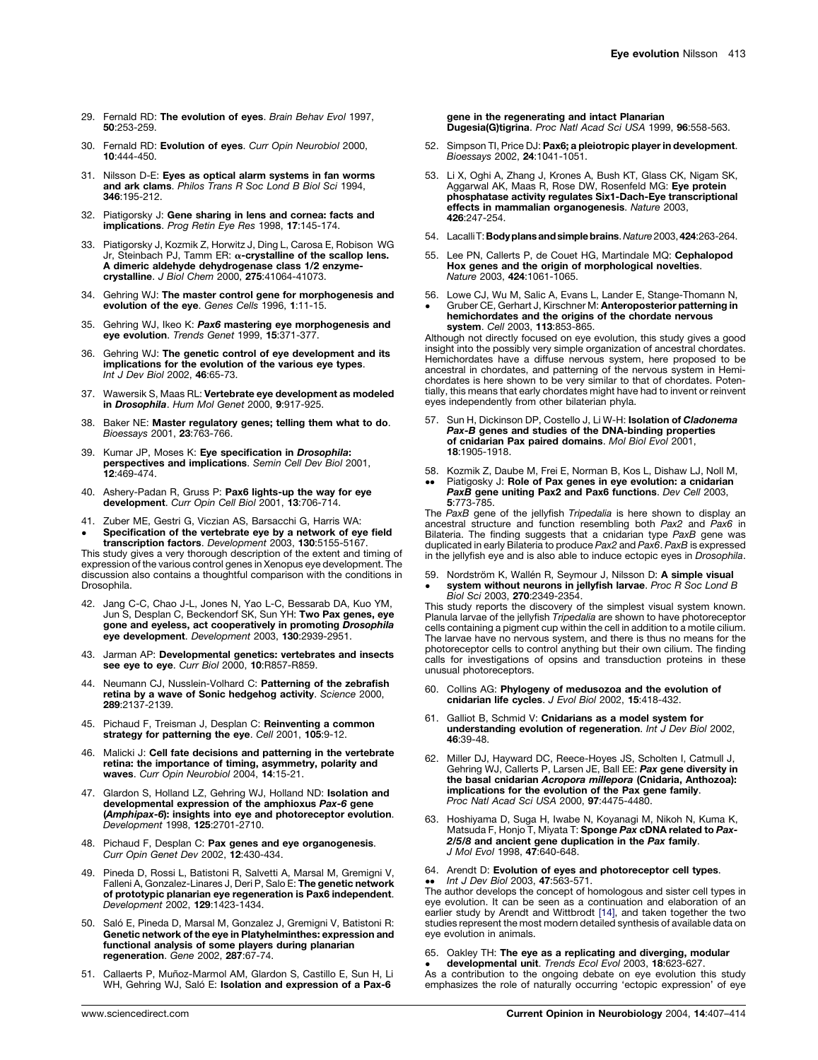29. Fernald RD: **The evolution of eyes**. *Brain Behav Evol* 1997, **50**:253-259.

30. Fernald RD: **Evolution of eyes**. *Curr Opin Neurobiol* 2000, **10**:444-450.

31. Nilsson D-E: **Eyes as optical alarm systems in fan worms and ark clams**. *Philos Trans R Soc Lond B Biol Sci* 1994, **346**:195-212.

32. Piatigorsky J: **Gene sharing in lens and cornea: facts and implications**. *Prog Retin Eye Res* 1998, **17**:145-174.

33. Piatigorsky J, Kozmik Z, Horwitz J, Ding L, Carosa E, Robison WG Jr, Steinbach PJ, Tamm ER: **α-crystallin of the scallop lens. A dimeric aldehyde dehydrogenase class 1/2 enzyme-crystalline**. *J Biol Chem* 2000, **275**:41064-41073.

34. Gehring WJ: **The master control gene for morphogenesis and evolution of the eye**. *Genes Cells* 1996, **1**:11-15.

35. Gehring WJ, Ikeo K: ***Pax6* mastering eye morphogenesis and eye evolution**. *Trends Genet* 1999, **15**:371-377.

36. Gehring WJ: **The genetic control of eye development and its implications for the evolution of the various eye types**. *Int J Dev Biol* 2002, **46**:65-73.

37. Wawersik S, Maas RL: **Vertebrate eye development as modeled in *Drosophila***. *Hum Mol Genet* 2000, **9**:917-925.

38. Baker NE: **Master regulatory genes; telling them what to do**. *Bioessays* 2001, **23**:763-766.

39. Kumar JP, Moses K: **Eye specification in *Drosophila*: perspectives and implications**. *Semin Cell Dev Biol* 2001, **12**:469-474.

40. Ashery-Padan R, Gruss P: **Pax6 lights-up the way for eye development**. *Curr Opin Cell Biol* 2001, **13**:706-714.

41. • Zuber ME, Gestri G, Viczian AS, Barsacchi G, Harris WA: **Specification of the vertebrate eye by a network of eye field transcription factors**. *Development* 2003, **130**:5155-5167.

This study gives a very thorough description of the extent and timing of expression of the various control genes in Xenopus eye development. The discussion also contains a thoughtful comparison with the conditions in Drosophila.

42. Jang C-C, Chao J-L, Jones N, Yao L-C, Bessarab DA, Kuo YM, Jun S, Desplan C, Beckendorf SK, Sun YH: **Two Pax genes, eye gone and eyeless, act cooperatively in promoting *Drosophila* eye development**. *Development* 2003, **130**:2939-2951.

43. Jarman AP: **Developmental genetics: vertebrates and insects see eye to eye**. *Curr Biol* 2000, **10**:R857-R859.

44. Neumann CJ, Nusslein-Volhard C: **Patterning of the zebrafish retina by a wave of Sonic hedgehog activity**. *Science* 2000, **289**:2137-2139.

45. Pichaud F, Treisman J, Desplan C: **Reinventing a common strategy for patterning the eye**. *Cell* 2001, **105**:9-12.

46. Malicki J: **Cell fate decisions and patterning in the vertebrate retina: the importance of timing, asymmetry, polarity and waves**. *Curr Opin Neurobiol* 2004, **14**:15-21.

47. Glardon S, Holland LZ, Gehring WJ, Holland ND: **Isolation and developmental expression of the amphioxus *Pax-6* gene (*Amphipax-6*): insights into eye and photoreceptor evolution**. *Development* 1998, **125**:2701-2710.

48. Pichaud F, Desplan C: **Pax genes and eye organogenesis**. *Curr Opin Genet Dev* 2002, **12**:430-434.

49. Pineda D, Rossi L, Batistoni R, Salvetti A, Marsal M, Gremigni V, Falleni A, Gonzalez-Linares J, Deri P, Salo E: **The genetic network of prototypic planarian eye regeneration is Pax6 independent**. *Development* 2002, **129**:1423-1434.

50. Saló E, Pineda D, Marsal M, Gonzalez J, Gremigni V, Batistoni R: **Genetic network of the eye in Platyhelminthes: expression and functional analysis of some players during planarian regeneration**. *Gene* 2002, **287**:67-74.

51. Callaerts P, Muñoz-Marmol AM, Glardon S, Castillo E, Sun H, Li WH, Gehring WJ, Saló E: **Isolation and expression of a Pax-6 gene in the regenerating and intact Planarian Dugesia(G)tigrina**. *Proc Natl Acad Sci USA* 1999, **96**:558-563.

52. Simpson TI, Price DJ: **Pax6; a pleiotropic player in development**. *Bioessays* 2002, **24**:1041-1051.

53. Li X, Oghi A, Zhang J, Krones A, Bush KT, Glass CK, Nigam SK, Aggarwal AK, Maas R, Rose DW, Rosenfeld MG: **Eye protein phosphatase activity regulates Six1-Dach-Eye transcriptional effects in mammalian organogenesis**. *Nature* 2003, **426**:247-254.

54. Lacalli T: **Body plans and simple brains**. *Nature* 2003, **424**:263-264.

55. Lee PN, Callerts P, de Couet HG, Martindale MQ: **Cephalopod Hox genes and the origin of morphological novelties**. *Nature* 2003, **424**:1061-1065.

56. • Lowe CJ, Wu M, Salic A, Evans L, Lander E, Stange-Thomann N, Gruber CE, Gerhart J, Kirschner M: **Anteroposterior patterning in hemichordates and the origins of the chordate nervous system**. *Cell* 2003, **113**:853-865.

Although not directly focused on eye evolution, this study gives a good insight into the possibly very simple organization of ancestral chordates. Hemichordates have a diffuse nervous system, here proposed to be ancestral in chordates, and patterning of the nervous system in Hemichordates is here shown to be very similar to that of chordates. Potentially, this means that early chordates might have had to invent or reinvent eyes independently from other bilaterian phyla.

57. Sun H, Dickinson DP, Costello J, Li W-H: **Isolation of *Cladonema Pax-B* genes and studies of the DNA-binding properties of cnidarian Pax paired domains**. *Mol Biol Evol* 2001, **18**:1905-1918.

58. •• Kozmik Z, Daube M, Frei E, Norman B, Kos L, Dishaw LJ, Noll M, Piatigosky J: **Role of Pax genes in eye evolution: a cnidarian *PaxB* gene uniting Pax2 and Pax6 functions**. *Dev Cell* 2003, **5**:773-785.

The *PaxB* gene of the jellyfish *Tripedalia* is here shown to display an ancestral structure and function resembling both *Pax2* and *Pax6* in Bilateria. The finding suggests that a cnidarian type *PaxB* gene was duplicated in early Bilateria to produce *Pax2* and *Pax6*. *PaxB* is expressed in the jellyfish eye and is also able to induce ectopic eyes in *Drosophila*.

59. • Nordström K, Wallén R, Seymour J, Nilsson D: **A simple visual system without neurons in jellyfish larvae**. *Proc R Soc Lond B Biol Sci* 2003, **270**:2349-2354.

This study reports the discovery of the simplest visual system known. Planula larvae of the jellyfish *Tripedalia* are shown to have photoreceptor cells containing a pigment cup within the cell in addition to a motile cilium. The larvae have no nervous system, and there is thus no means for the photoreceptor cells to control anything but their own cilium. The finding calls for investigations of opsins and transduction proteins in these unusual photoreceptors.

60. Collins AG: **Phylogeny of medusozoa and the evolution of cnidarian life cycles**. *J Evol Biol* 2002, **15**:418-432.

61. Galliot B, Schmid V: **Cnidarians as a model system for understanding evolution of regeneration**. *Int J Dev Biol* 2002, **46**:39-48.

62. Miller DJ, Hayward DC, Reece-Hoyes JS, Scholten I, Catmull J, Gehring WJ, Callerts P, Larsen JE, Ball EE: ***Pax* gene diversity in the basal cnidarian *Acropora millepora* (Cnidaria, Anthozoa): implications for the evolution of the Pax gene family**. *Proc Natl Acad Sci USA* 2000, **97**:4475-4480.

63. Hoshiyama D, Suga H, Iwabe N, Koyanagi M, Nikoh N, Kuma K, Matsuda F, Honjo T, Miyata T: **Sponge *Pax* cDNA related to *Pax-2/5/8* and ancient gene duplication in the *Pax* family**. *J Mol Evol* 1998, **47**:640-648.

64. •• Arendt D: **Evolution of eyes and photoreceptor cell types**. *Int J Dev Biol* 2003, **47**:563-571.

The author develops the concept of homologous and sister cell types in eye evolution. It can be seen as a continuation and elaboration of an earlier study by Arendt and Wittbrodt [14], and taken together the two studies represent the most modern detailed synthesis of available data on eye evolution in animals.

65. • Oakley TH: **The eye as a replicating and diverging, modular developmental unit**. *Trends Ecol Evol* 2003, **18**:623-627.

As a contribution to the ongoing debate on eye evolution this study emphasizes the role of naturally occurring 'ectopic expression' of eye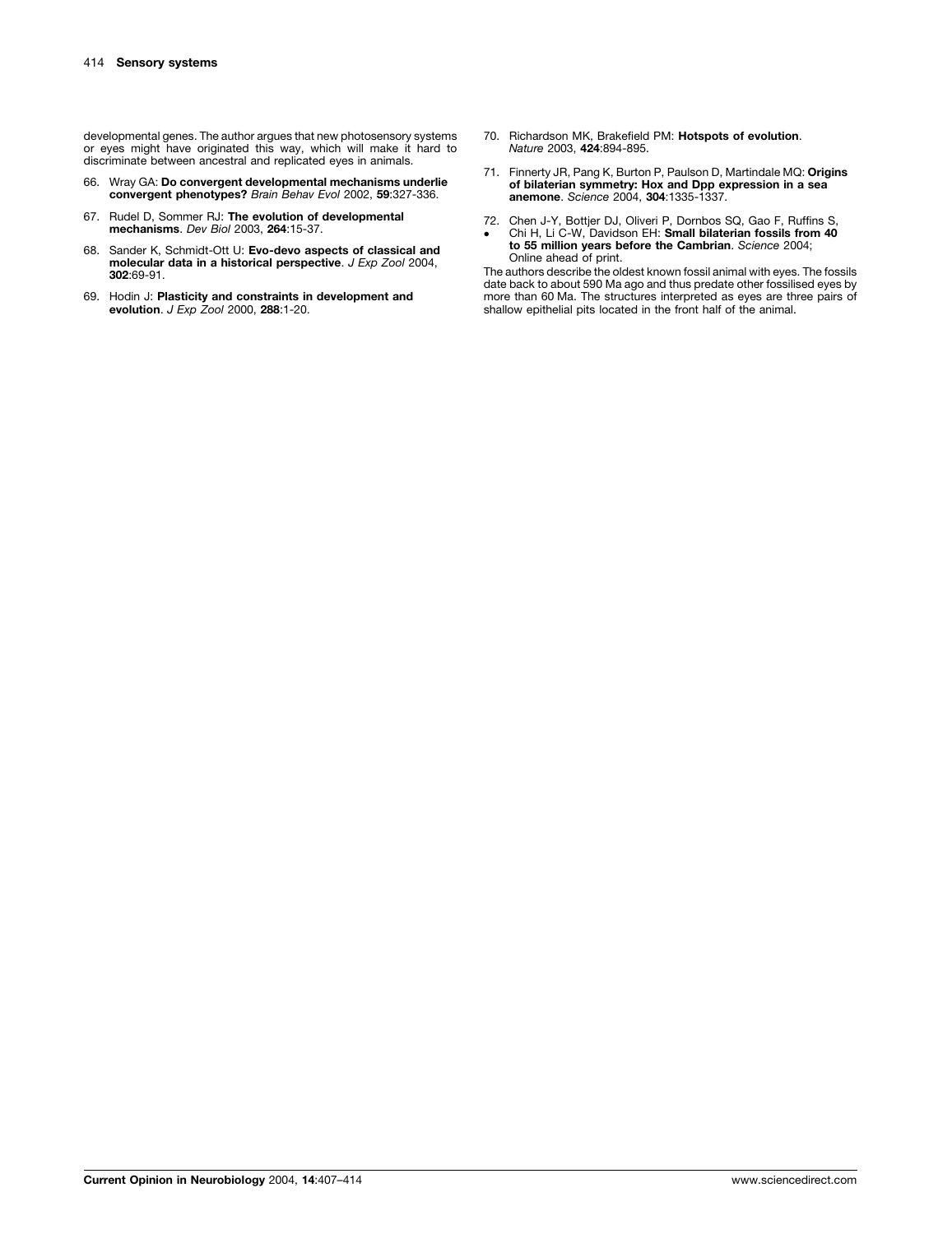developmental genes. The author argues that new photosensory systems or eyes might have originated this way, which will make it hard to discriminate between ancestral and replicated eyes in animals.

66. Wray GA: **Do convergent developmental mechanisms underlie convergent phenotypes?** *Brain Behav Evol* 2002, **59**:327-336.

67. Rudel D, Sommer RJ: **The evolution of developmental mechanisms**. *Dev Biol* 2003, **264**:15-37.

68. Sander K, Schmidt-Ott U: **Evo-devo aspects of classical and molecular data in a historical perspective**. *J Exp Zool* 2004, **302**:69-91.

69. Hodin J: **Plasticity and constraints in development and evolution**. *J Exp Zool* 2000, **288**:1-20.

70. Richardson MK, Brakefield PM: **Hotspots of evolution**. *Nature* 2003, **424**:894-895.

71. Finnerty JR, Pang K, Burton P, Paulson D, Martindale MQ: **Origins of bilaterian symmetry: Hox and Dpp expression in a sea anemone**. *Science* 2004, **304**:1335-1337.

72. • Chen J-Y, Bottjer DJ, Oliveri P, Dornbos SQ, Gao F, Ruffins S, Chi H, Li C-W, Davidson EH: **Small bilaterian fossils from 40 to 55 million years before the Cambrian**. *Science* 2004; Online ahead of print.

The authors describe the oldest known fossil animal with eyes. The fossils date back to about 590 Ma ago and thus predate other fossilised eyes by more than 60 Ma. The structures interpreted as eyes are three pairs of shallow epithelial pits located in the front half of the animal.